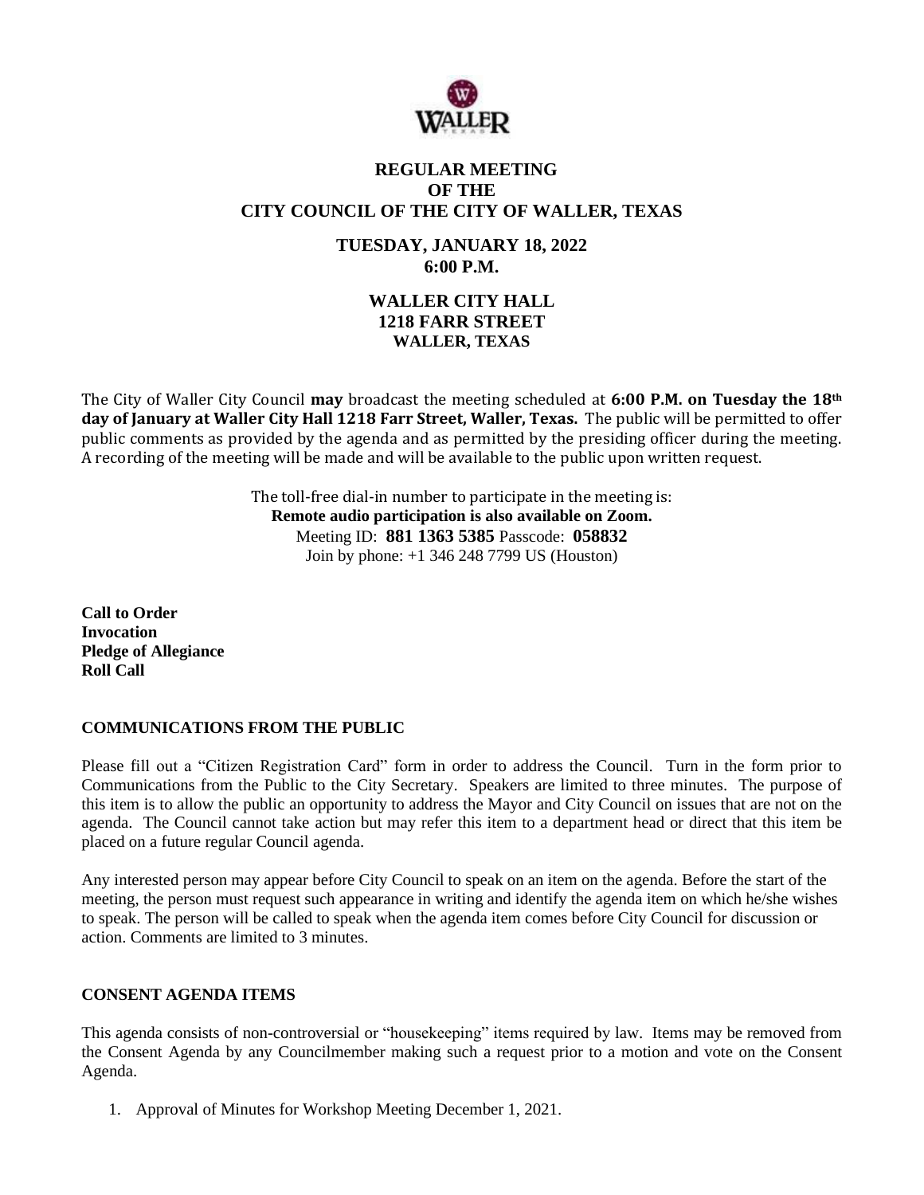# REGULAR MEETING
# OF THE
# CITY COUNCIL OF THE CITY OF WALLER, TEXAS

## TUESDAY, JANUARY 18, 2022
## 6:00 P.M.

## WALLER CITY HALL
## 1218 FARR STREET
## WALLER, TEXAS

The City of Waller City Council **may** broadcast the meeting scheduled at **6:00 P.M. on Tuesday the 18th day of January at Waller City Hall 1218 Farr Street, Waller, Texas.** The public will be permitted to offer public comments as provided by the agenda and as permitted by the presiding officer during the meeting. A recording of the meeting will be made and will be available to the public upon written request.

The toll-free dial-in number to participate in the meeting is:
**Remote audio participation is also available on Zoom.**
Meeting ID: **881 1363 5385** Passcode: **058832**
Join by phone: +1 346 248 7799 US (Houston)

**Call to Order**
**Invocation**
**Pledge of Allegiance**
**Roll Call**

### COMMUNICATIONS FROM THE PUBLIC

Please fill out a "Citizen Registration Card" form in order to address the Council. Turn in the form prior to Communications from the Public to the City Secretary. Speakers are limited to three minutes. The purpose of this item is to allow the public an opportunity to address the Mayor and City Council on issues that are not on the agenda. The Council cannot take action but may refer this item to a department head or direct that this item be placed on a future regular Council agenda.

Any interested person may appear before City Council to speak on an item on the agenda. Before the start of the meeting, the person must request such appearance in writing and identify the agenda item on which he/she wishes to speak. The person will be called to speak when the agenda item comes before City Council for discussion or action. Comments are limited to 3 minutes.

### CONSENT AGENDA ITEMS

This agenda consists of non-controversial or "housekeeping" items required by law. Items may be removed from the Consent Agenda by any Councilmember making such a request prior to a motion and vote on the Consent Agenda.

1. Approval of Minutes for Workshop Meeting December 1, 2021.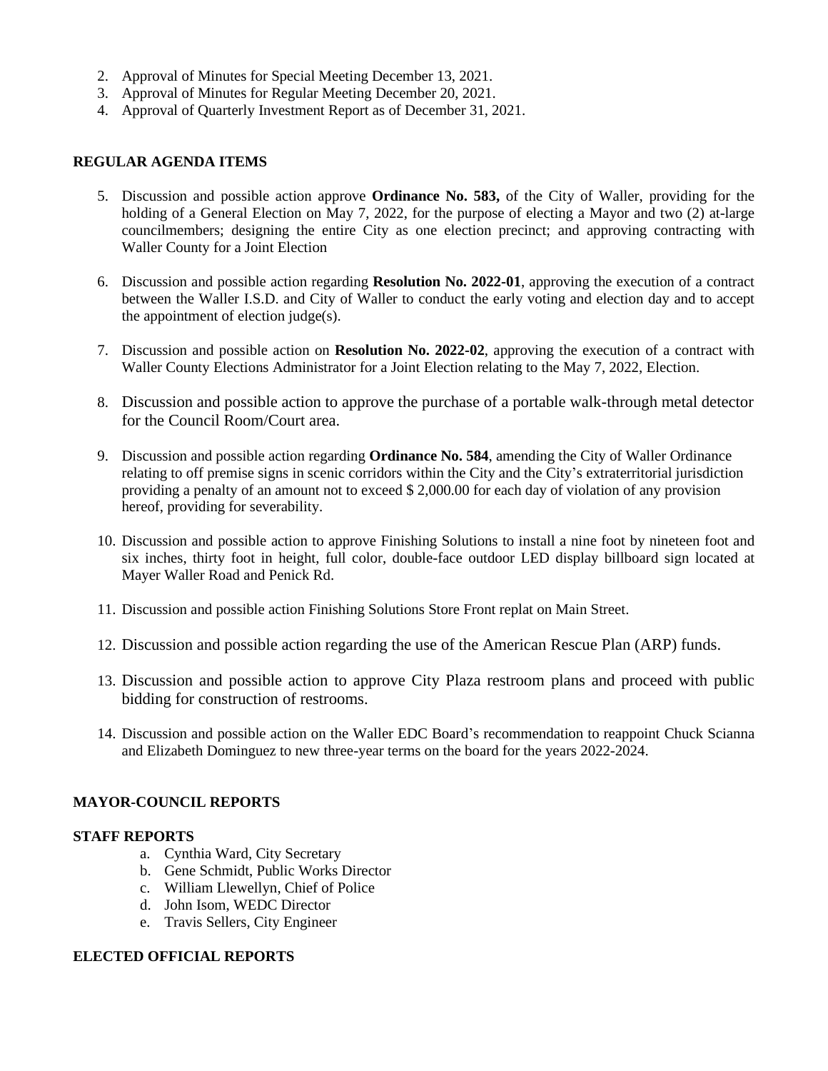2. Approval of Minutes for Special Meeting December 13, 2021.
3. Approval of Minutes for Regular Meeting December 20, 2021.
4. Approval of Quarterly Investment Report as of December 31, 2021.

## REGULAR AGENDA ITEMS

5. Discussion and possible action approve **Ordinance No. 583,** of the City of Waller, providing for the holding of a General Election on May 7, 2022, for the purpose of electing a Mayor and two (2) at-large councilmembers; designing the entire City as one election precinct; and approving contracting with Waller County for a Joint Election

6. Discussion and possible action regarding **Resolution No. 2022-01**, approving the execution of a contract between the Waller I.S.D. and City of Waller to conduct the early voting and election day and to accept the appointment of election judge(s).

7. Discussion and possible action on **Resolution No. 2022-02**, approving the execution of a contract with Waller County Elections Administrator for a Joint Election relating to the May 7, 2022, Election.

8. Discussion and possible action to approve the purchase of a portable walk-through metal detector for the Council Room/Court area.

9. Discussion and possible action regarding **Ordinance No. 584**, amending the City of Waller Ordinance relating to off premise signs in scenic corridors within the City and the City's extraterritorial jurisdiction providing a penalty of an amount not to exceed $ 2,000.00 for each day of violation of any provision hereof, providing for severability.

10. Discussion and possible action to approve Finishing Solutions to install a nine foot by nineteen foot and six inches, thirty foot in height, full color, double-face outdoor LED display billboard sign located at Mayer Waller Road and Penick Rd.

11. Discussion and possible action Finishing Solutions Store Front replat on Main Street.

12. Discussion and possible action regarding the use of the American Rescue Plan (ARP) funds.

13. Discussion and possible action to approve City Plaza restroom plans and proceed with public bidding for construction of restrooms.

14. Discussion and possible action on the Waller EDC Board's recommendation to reappoint Chuck Scianna and Elizabeth Dominguez to new three-year terms on the board for the years 2022-2024.

## MAYOR-COUNCIL REPORTS

## STAFF REPORTS

a. Cynthia Ward, City Secretary
b. Gene Schmidt, Public Works Director
c. William Llewellyn, Chief of Police
d. John Isom, WEDC Director
e. Travis Sellers, City Engineer

## ELECTED OFFICIAL REPORTS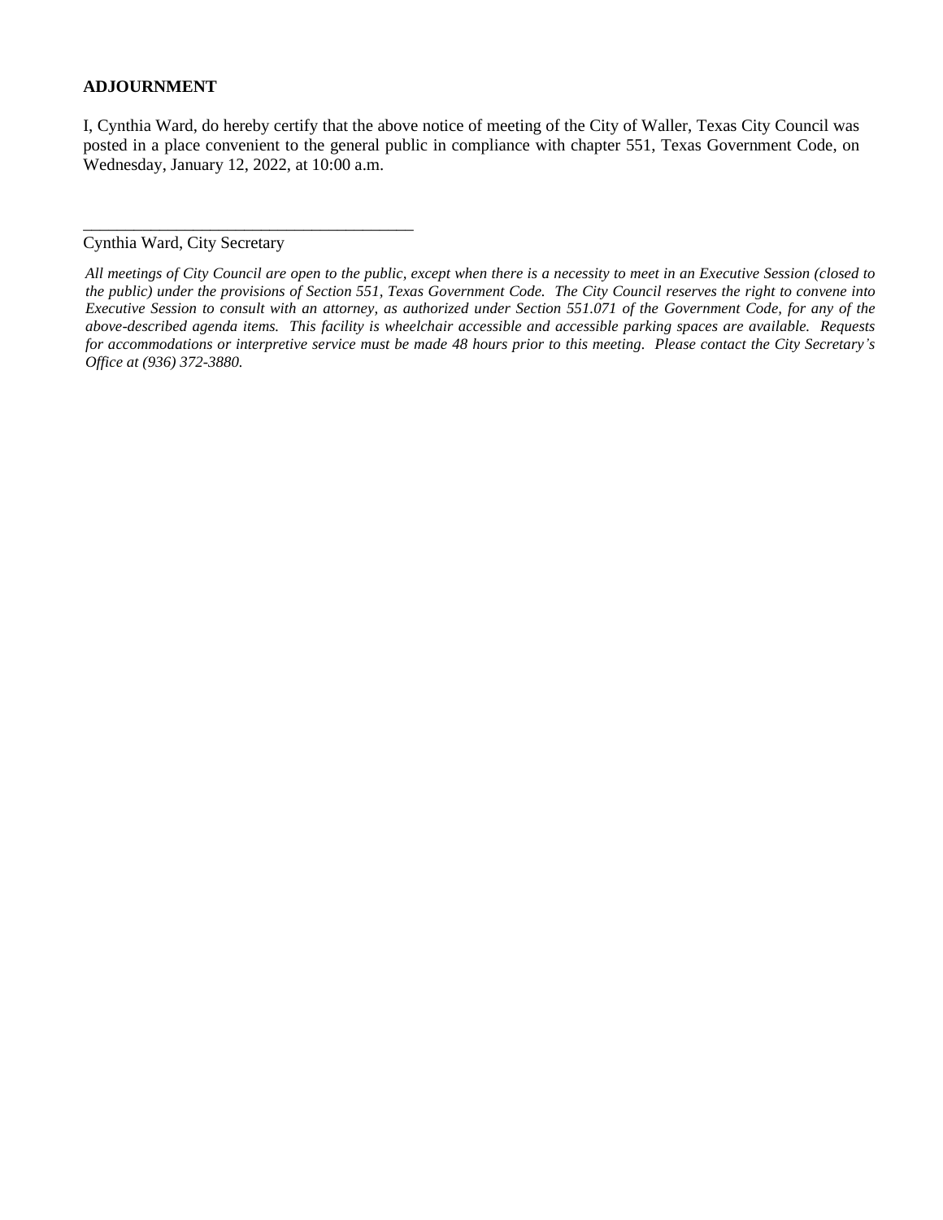**ADJOURNMENT**

I, Cynthia Ward, do hereby certify that the above notice of meeting of the City of Waller, Texas City Council was posted in a place convenient to the general public in compliance with chapter 551, Texas Government Code, on Wednesday, January 12, 2022, at 10:00 a.m.

\_\_\_\_\_\_\_\_\_\_\_\_\_\_\_\_\_\_\_\_\_\_\_\_\_\_\_\_\_\_\_\_\_\_\_\_\_\_\_\_

Cynthia Ward, City Secretary

*All meetings of City Council are open to the public, except when there is a necessity to meet in an Executive Session (closed to the public) under the provisions of Section 551, Texas Government Code. The City Council reserves the right to convene into Executive Session to consult with an attorney, as authorized under Section 551.071 of the Government Code, for any of the above-described agenda items. This facility is wheelchair accessible and accessible parking spaces are available. Requests for accommodations or interpretive service must be made 48 hours prior to this meeting. Please contact the City Secretary's Office at (936) 372-3880.*